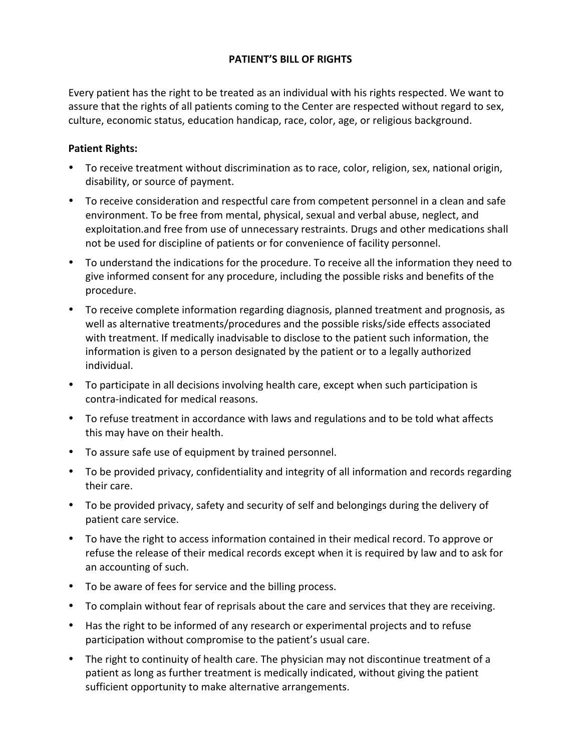# PATIENT'S BILL OF RIGHTS

Every patient has the right to be treated as an individual with his rights respected. We want to assure that the rights of all patients coming to the Center are respected without regard to sex, culture, economic status, education handicap, race, color, age, or religious background.

**Patient Rights:**

- To receive treatment without discrimination as to race, color, religion, sex, national origin, disability, or source of payment.
- To receive consideration and respectful care from competent personnel in a clean and safe environment. To be free from mental, physical, sexual and verbal abuse, neglect, and exploitation.and free from use of unnecessary restraints. Drugs and other medications shall not be used for discipline of patients or for convenience of facility personnel.
- To understand the indications for the procedure. To receive all the information they need to give informed consent for any procedure, including the possible risks and benefits of the procedure.
- To receive complete information regarding diagnosis, planned treatment and prognosis, as well as alternative treatments/procedures and the possible risks/side effects associated with treatment. If medically inadvisable to disclose to the patient such information, the information is given to a person designated by the patient or to a legally authorized individual.
- To participate in all decisions involving health care, except when such participation is contra-indicated for medical reasons.
- To refuse treatment in accordance with laws and regulations and to be told what affects this may have on their health.
- To assure safe use of equipment by trained personnel.
- To be provided privacy, confidentiality and integrity of all information and records regarding their care.
- To be provided privacy, safety and security of self and belongings during the delivery of patient care service.
- To have the right to access information contained in their medical record. To approve or refuse the release of their medical records except when it is required by law and to ask for an accounting of such.
- To be aware of fees for service and the billing process.
- To complain without fear of reprisals about the care and services that they are receiving.
- Has the right to be informed of any research or experimental projects and to refuse participation without compromise to the patient's usual care.
- The right to continuity of health care. The physician may not discontinue treatment of a patient as long as further treatment is medically indicated, without giving the patient sufficient opportunity to make alternative arrangements.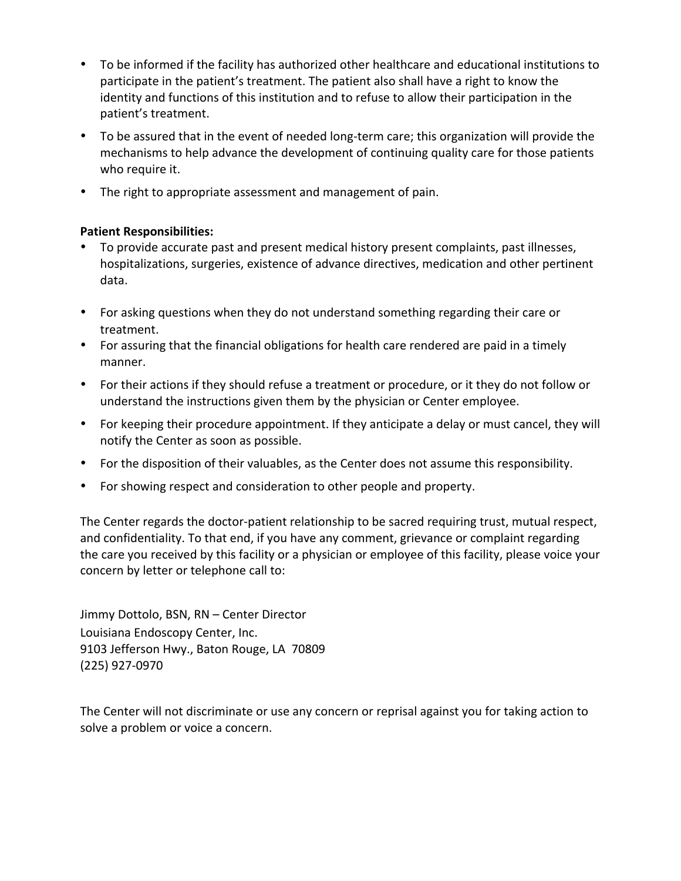- To be informed if the facility has authorized other healthcare and educational institutions to participate in the patient's treatment. The patient also shall have a right to know the identity and functions of this institution and to refuse to allow their participation in the patient's treatment.
- To be assured that in the event of needed long-term care; this organization will provide the mechanisms to help advance the development of continuing quality care for those patients who require it.
- The right to appropriate assessment and management of pain.

**Patient Responsibilities:**

- To provide accurate past and present medical history present complaints, past illnesses, hospitalizations, surgeries, existence of advance directives, medication and other pertinent data.
- For asking questions when they do not understand something regarding their care or treatment.
- For assuring that the financial obligations for health care rendered are paid in a timely manner.
- For their actions if they should refuse a treatment or procedure, or it they do not follow or understand the instructions given them by the physician or Center employee.
- For keeping their procedure appointment. If they anticipate a delay or must cancel, they will notify the Center as soon as possible.
- For the disposition of their valuables, as the Center does not assume this responsibility.
- For showing respect and consideration to other people and property.

The Center regards the doctor-patient relationship to be sacred requiring trust, mutual respect, and confidentiality. To that end, if you have any comment, grievance or complaint regarding the care you received by this facility or a physician or employee of this facility, please voice your concern by letter or telephone call to:

Jimmy Dottolo, BSN, RN – Center Director
Louisiana Endoscopy Center, Inc.
9103 Jefferson Hwy., Baton Rouge, LA 70809
(225) 927-0970

The Center will not discriminate or use any concern or reprisal against you for taking action to solve a problem or voice a concern.